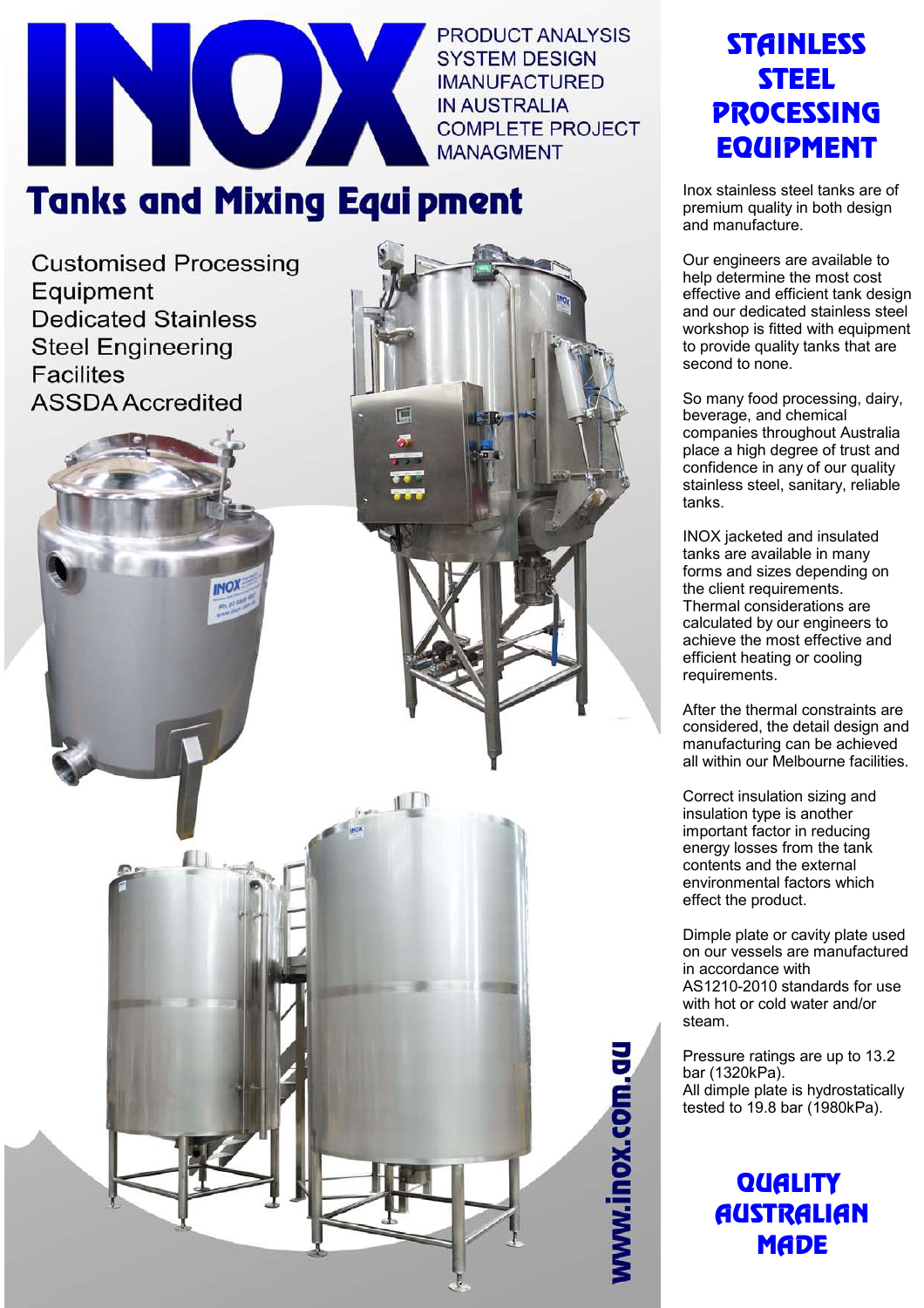# INOX

PRODUCT ANALYSIS
SYSTEM DESIGN
IMANUFACTURED
IN AUSTRALIA
COMPLETE PROJECT
MANAGMENT

## Tanks and Mixing Equi pment

Customised Processing Equipment
Dedicated Stainless Steel Engineering Facilites
ASSDA Accredited

www.inox.com.au

## STAINLESS STEEL PROCESSING EQUIPMENT

Inox stainless steel tanks are of premium quality in both design and manufacture.

Our engineers are available to help determine the most cost effective and efficient tank design and our dedicated stainless steel workshop is fitted with equipment to provide quality tanks that are second to none.

So many food processing, dairy, beverage, and chemical companies throughout Australia place a high degree of trust and confidence in any of our quality stainless steel, sanitary, reliable tanks.

INOX jacketed and insulated tanks are available in many forms and sizes depending on the client requirements. Thermal considerations are calculated by our engineers to achieve the most effective and efficient heating or cooling requirements.

After the thermal constraints are considered, the detail design and manufacturing can be achieved all within our Melbourne facilities.

Correct insulation sizing and insulation type is another important factor in reducing energy losses from the tank contents and the external environmental factors which effect the product.

Dimple plate or cavity plate used on our vessels are manufactured in accordance with AS1210-2010 standards for use with hot or cold water and/or steam.

Pressure ratings are up to 13.2 bar (1320kPa).
All dimple plate is hydrostatically tested to 19.8 bar (1980kPa).

## QUALITY AUSTRALIAN MADE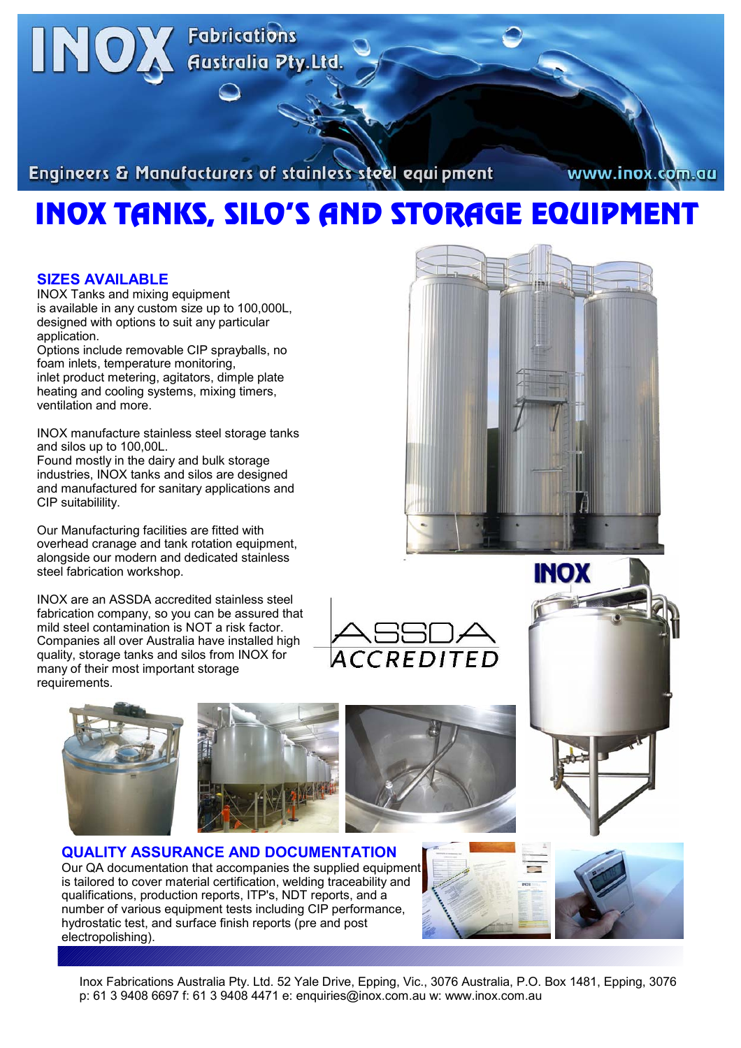# INOX Fabrications Australia Pty.Ltd.

Engineers & Manufacturers of stainless steel equipment www.inox.com.au

# INOX TANKS, SILO'S AND STORAGE EQUIPMENT

## SIZES AVAILABLE

INOX Tanks and mixing equipment is available in any custom size up to 100,000L, designed with options to suit any particular application.
Options include removable CIP sprayballs, no foam inlets, temperature monitoring, inlet product metering, agitators, dimple plate heating and cooling systems, mixing timers, ventilation and more.

INOX manufacture stainless steel storage tanks and silos up to 100,00L.
Found mostly in the dairy and bulk storage industries, INOX tanks and silos are designed and manufactured for sanitary applications and CIP suitabilility.

Our Manufacturing facilities are fitted with overhead cranage and tank rotation equipment, alongside our modern and dedicated stainless steel fabrication workshop.

INOX are an ASSDA accredited stainless steel fabrication company, so you can be assured that mild steel contamination is NOT a risk factor. Companies all over Australia have installed high quality, storage tanks and silos from INOX for many of their most important storage requirements.

ASSDA ACCREDITED

## QUALITY ASSURANCE AND DOCUMENTATION

Our QA documentation that accompanies the supplied equipment is tailored to cover material certification, welding traceability and qualifications, production reports, ITP's, NDT reports, and a number of various equipment tests including CIP performance, hydrostatic test, and surface finish reports (pre and post electropolishing).

Inox Fabrications Australia Pty. Ltd. 52 Yale Drive, Epping, Vic., 3076 Australia, P.O. Box 1481, Epping, 3076
p: 61 3 9408 6697 f: 61 3 9408 4471 e: enquiries@inox.com.au w: www.inox.com.au